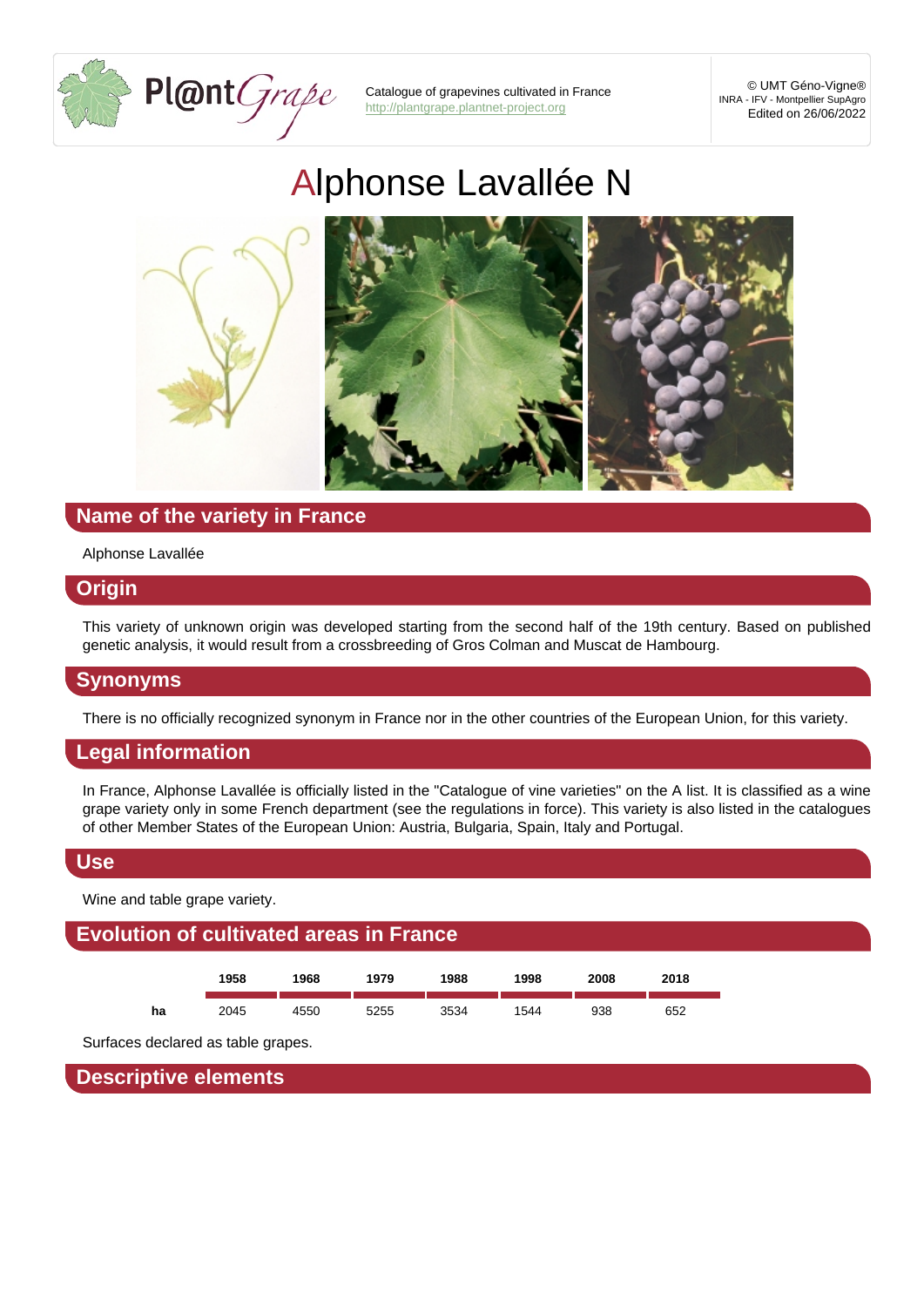Catalogue of grapevines cultivated in France
http://plantgrape.plantnet-project.org

© UMT Géno-Vigne®
INRA - IFV - Montpellier SupAgro
Edited on 26/06/2022

# Alphonse Lavallée N

## Name of the variety in France

Alphonse Lavallée

## Origin

This variety of unknown origin was developed starting from the second half of the 19th century. Based on published genetic analysis, it would result from a crossbreeding of Gros Colman and Muscat de Hambourg.

## Synonyms

There is no officially recognized synonym in France nor in the other countries of the European Union, for this variety.

## Legal information

In France, Alphonse Lavallée is officially listed in the "Catalogue of vine varieties" on the A list. It is classified as a wine grape variety only in some French department (see the regulations in force). This variety is also listed in the catalogues of other Member States of the European Union: Austria, Bulgaria, Spain, Italy and Portugal.

## Use

Wine and table grape variety.

## Evolution of cultivated areas in France

| | 1958 | 1968 | 1979 | 1988 | 1998 | 2008 | 2018 |
|---|---|---|---|---|---|---|---|
| ha | 2045 | 4550 | 5255 | 3534 | 1544 | 938 | 652 |

Surfaces declared as table grapes.

## Descriptive elements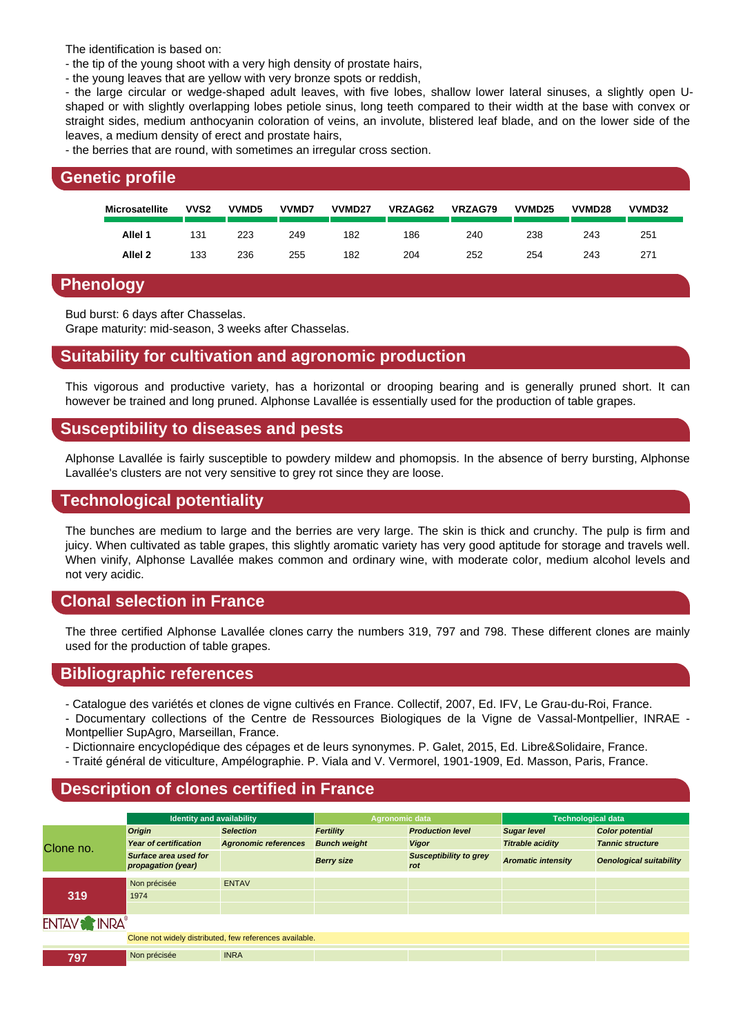The identification is based on:
- the tip of the young shoot with a very high density of prostate hairs,
- the young leaves that are yellow with very bronze spots or reddish,
- the large circular or wedge-shaped adult leaves, with five lobes, shallow lower lateral sinuses, a slightly open U-shaped or with slightly overlapping lobes petiole sinus, long teeth compared to their width at the base with convex or straight sides, medium anthocyanin coloration of veins, an involute, blistered leaf blade, and on the lower side of the leaves, a medium density of erect and prostate hairs,
- the berries that are round, with sometimes an irregular cross section.

## Genetic profile

| Microsatellite | VVS2 | VVMD5 | VVMD7 | VVMD27 | VRZAG62 | VRZAG79 | VVMD25 | VVMD28 | VVMD32 |
|---|---|---|---|---|---|---|---|---|---|
| Allel 1 | 131 | 223 | 249 | 182 | 186 | 240 | 238 | 243 | 251 |
| Allel 2 | 133 | 236 | 255 | 182 | 204 | 252 | 254 | 243 | 271 |

## Phenology

Bud burst: 6 days after Chasselas.
Grape maturity: mid-season, 3 weeks after Chasselas.

## Suitability for cultivation and agronomic production

This vigorous and productive variety, has a horizontal or drooping bearing and is generally pruned short. It can however be trained and long pruned. Alphonse Lavallée is essentially used for the production of table grapes.

## Susceptibility to diseases and pests

Alphonse Lavallée is fairly susceptible to powdery mildew and phomopsis. In the absence of berry bursting, Alphonse Lavallée's clusters are not very sensitive to grey rot since they are loose.

## Technological potentiality

The bunches are medium to large and the berries are very large. The skin is thick and crunchy. The pulp is firm and juicy. When cultivated as table grapes, this slightly aromatic variety has very good aptitude for storage and travels well. When vinify, Alphonse Lavallée makes common and ordinary wine, with moderate color, medium alcohol levels and not very acidic.

## Clonal selection in France

The three certified Alphonse Lavallée clones carry the numbers 319, 797 and 798. These different clones are mainly used for the production of table grapes.

## Bibliographic references

- Catalogue des variétés et clones de vigne cultivés en France. Collectif, 2007, Ed. IFV, Le Grau-du-Roi, France.
- Documentary collections of the Centre de Ressources Biologiques de la Vigne de Vassal-Montpellier, INRAE - Montpellier SupAgro, Marseillan, France.
- Dictionnaire encyclopédique des cépages et de leurs synonymes. P. Galet, 2015, Ed. Libre&Solidaire, France.
- Traité général de viticulture, Ampélographie. P. Viala and V. Vermorel, 1901-1909, Ed. Masson, Paris, France.

## Description of clones certified in France

| Clone no. | Identity and availability | | Agronomic data | | Technological data | |
|---|---|---|---|---|---|---|
| | *Origin* | *Selection* | *Fertility* | *Production level* | *Sugar level* | *Color potential* |
| | *Year of certification* | *Agronomic references* | *Bunch weight* | *Vigor* | *Titrable acidity* | *Tannic structure* |
| | *Surface area used for propagation (year)* | | *Berry size* | *Susceptibility to grey rot* | *Aromatic intensity* | *Oenological suitability* |
| **319** | Non précisée | ENTAV | | | | |
| | 1974 | | | | | |
| | | | | | | |
| ENTAV INRA® | Clone not widely distributed, few references available. | | | | | |
| **797** | Non précisée | INRA | | | | |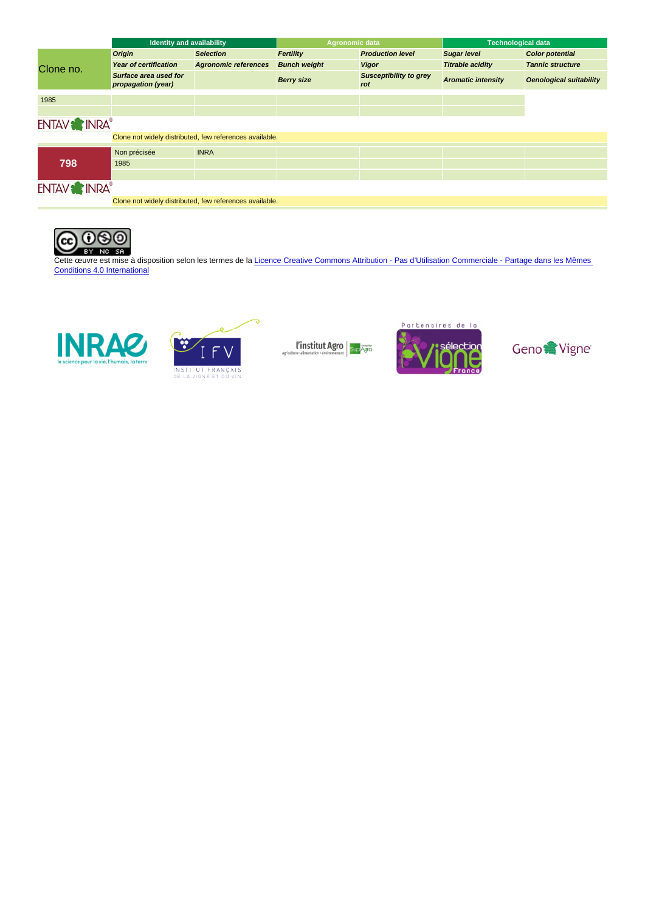| | Identity and availability | | Agronomic data | | Technological data | |
|---|---|---|---|---|---|---|
| Clone no. | *Origin* | *Selection* | *Fertility* | *Production level* | *Sugar level* | *Color potential* |
| | *Year of certification* | *Agronomic references* | *Bunch weight* | *Vigor* | *Titrable acidity* | *Tannic structure* |
| | *Surface area used for propagation (year)* | | *Berry size* | *Susceptibility to grey rot* | *Aromatic intensity* | *Oenological suitability* |
| 1985 | | | | | | |
| | | | | | | |
| ENTAV INRA® | | | | | | |
| | Clone not widely distributed, few references available. | | | | | |
| 798 | Non précisée | INRA | | | | |
| | 1985 | | | | | |
| | | | | | | |
| ENTAV INRA® | | | | | | |
| | Clone not widely distributed, few references available. | | | | | |

Cette œuvre est mise à disposition selon les termes de la [Licence Creative Commons Attribution - Pas d'Utilisation Commerciale - Partage dans les Mêmes Conditions 4.0 International]

INRAE la science pour la vie, l'humain, la terre

IFV INSTITUT FRANÇAIS DE LA VIGNE ET DU VIN

l'institut Agro agriculture • alimentation • environnement | SupAgro

Partenaires de la sélection Vigne France

Geno Vigne